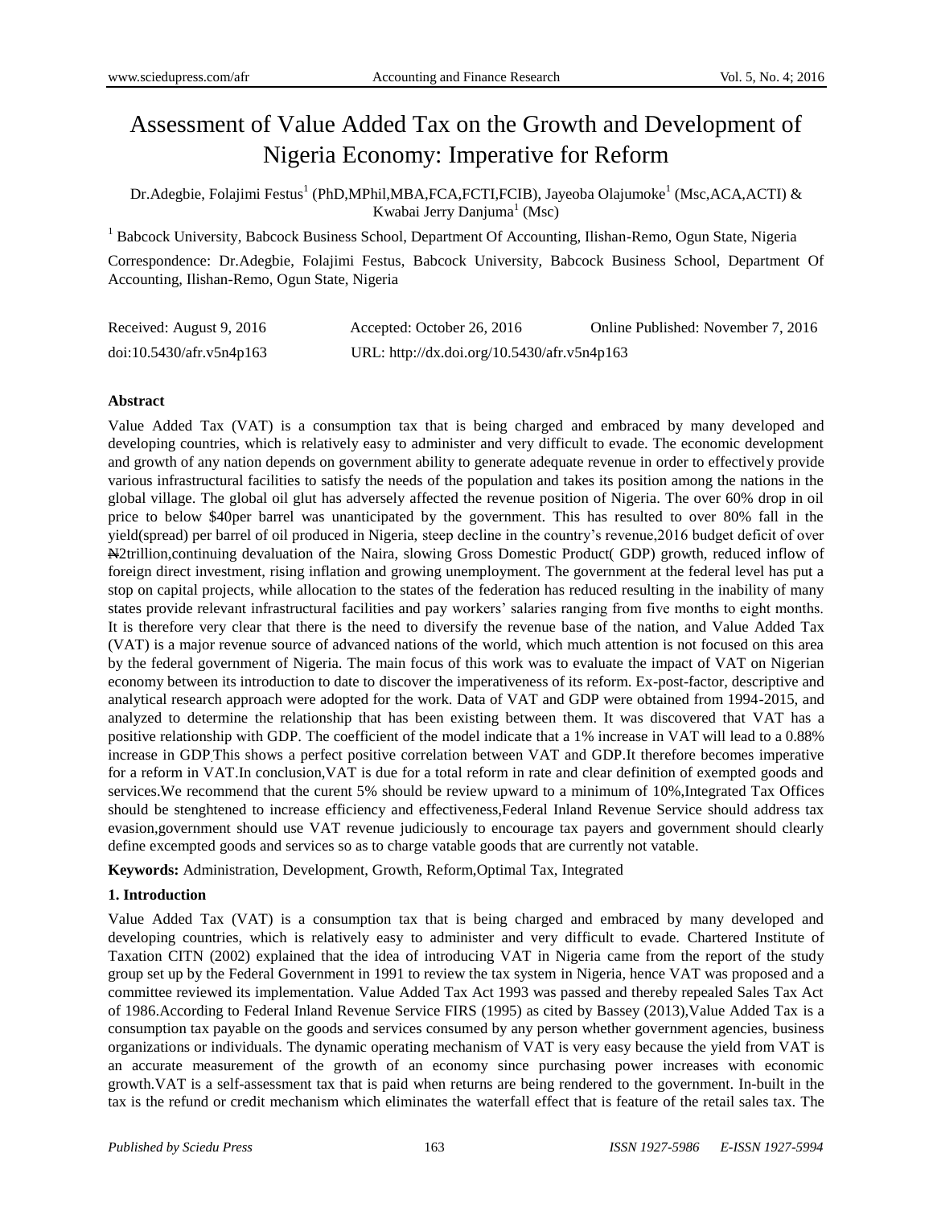# Assessment of Value Added Tax on the Growth and Development of Nigeria Economy: Imperative for Reform

Dr.Adegbie, Folajimi Festus[1] (PhD,MPhil,MBA,FCA,FCTI,FCIB), Jayeoba Olajumoke[1] (Msc,ACA,ACTI) & Kwabai Jerry Danjuma[1] (Msc)

[1] Babcock University, Babcock Business School, Department Of Accounting, Ilishan-Remo, Ogun State, Nigeria

Correspondence: Dr.Adegbie, Folajimi Festus, Babcock University, Babcock Business School, Department Of Accounting, Ilishan-Remo, Ogun State, Nigeria

Received: August 9, 2016  Accepted: October 26, 2016  Online Published: November 7, 2016

doi:10.5430/afr.v5n4p163  URL: http://dx.doi.org/10.5430/afr.v5n4p163

**Abstract**

Value Added Tax (VAT) is a consumption tax that is being charged and embraced by many developed and developing countries, which is relatively easy to administer and very difficult to evade. The economic development and growth of any nation depends on government ability to generate adequate revenue in order to effectively provide various infrastructural facilities to satisfy the needs of the population and takes its position among the nations in the global village. The global oil glut has adversely affected the revenue position of Nigeria. The over 60% drop in oil price to below $40per barrel was unanticipated by the government. This has resulted to over 80% fall in the yield(spread) per barrel of oil produced in Nigeria, steep decline in the country's revenue,2016 budget deficit of over ₦2trillion,continuing devaluation of the Naira, slowing Gross Domestic Product( GDP) growth, reduced inflow of foreign direct investment, rising inflation and growing unemployment. The government at the federal level has put a stop on capital projects, while allocation to the states of the federation has reduced resulting in the inability of many states provide relevant infrastructural facilities and pay workers' salaries ranging from five months to eight months. It is therefore very clear that there is the need to diversify the revenue base of the nation, and Value Added Tax (VAT) is a major revenue source of advanced nations of the world, which much attention is not focused on this area by the federal government of Nigeria. The main focus of this work was to evaluate the impact of VAT on Nigerian economy between its introduction to date to discover the imperativeness of its reform. Ex-post-factor, descriptive and analytical research approach were adopted for the work. Data of VAT and GDP were obtained from 1994-2015, and analyzed to determine the relationship that has been existing between them. It was discovered that VAT has a positive relationship with GDP. The coefficient of the model indicate that a 1% increase in VAT will lead to a 0.88% increase in GDP.This shows a perfect positive correlation between VAT and GDP.It therefore becomes imperative for a reform in VAT.In conclusion,VAT is due for a total reform in rate and clear definition of exempted goods and services.We recommend that the curent 5% should be review upward to a minimum of 10%,Integrated Tax Offices should be stenghtened to increase efficiency and effectiveness,Federal Inland Revenue Service should address tax evasion,government should use VAT revenue judiciously to encourage tax payers and government should clearly define excempted goods and services so as to charge vatable goods that are currently not vatable.

**Keywords:** Administration, Development, Growth, Reform,Optimal Tax, Integrated

## 1. Introduction

Value Added Tax (VAT) is a consumption tax that is being charged and embraced by many developed and developing countries, which is relatively easy to administer and very difficult to evade. Chartered Institute of Taxation CITN (2002) explained that the idea of introducing VAT in Nigeria came from the report of the study group set up by the Federal Government in 1991 to review the tax system in Nigeria, hence VAT was proposed and a committee reviewed its implementation. Value Added Tax Act 1993 was passed and thereby repealed Sales Tax Act of 1986.According to Federal Inland Revenue Service FIRS (1995) as cited by Bassey (2013),Value Added Tax is a consumption tax payable on the goods and services consumed by any person whether government agencies, business organizations or individuals. The dynamic operating mechanism of VAT is very easy because the yield from VAT is an accurate measurement of the growth of an economy since purchasing power increases with economic growth.VAT is a self-assessment tax that is paid when returns are being rendered to the government. In-built in the tax is the refund or credit mechanism which eliminates the waterfall effect that is feature of the retail sales tax. The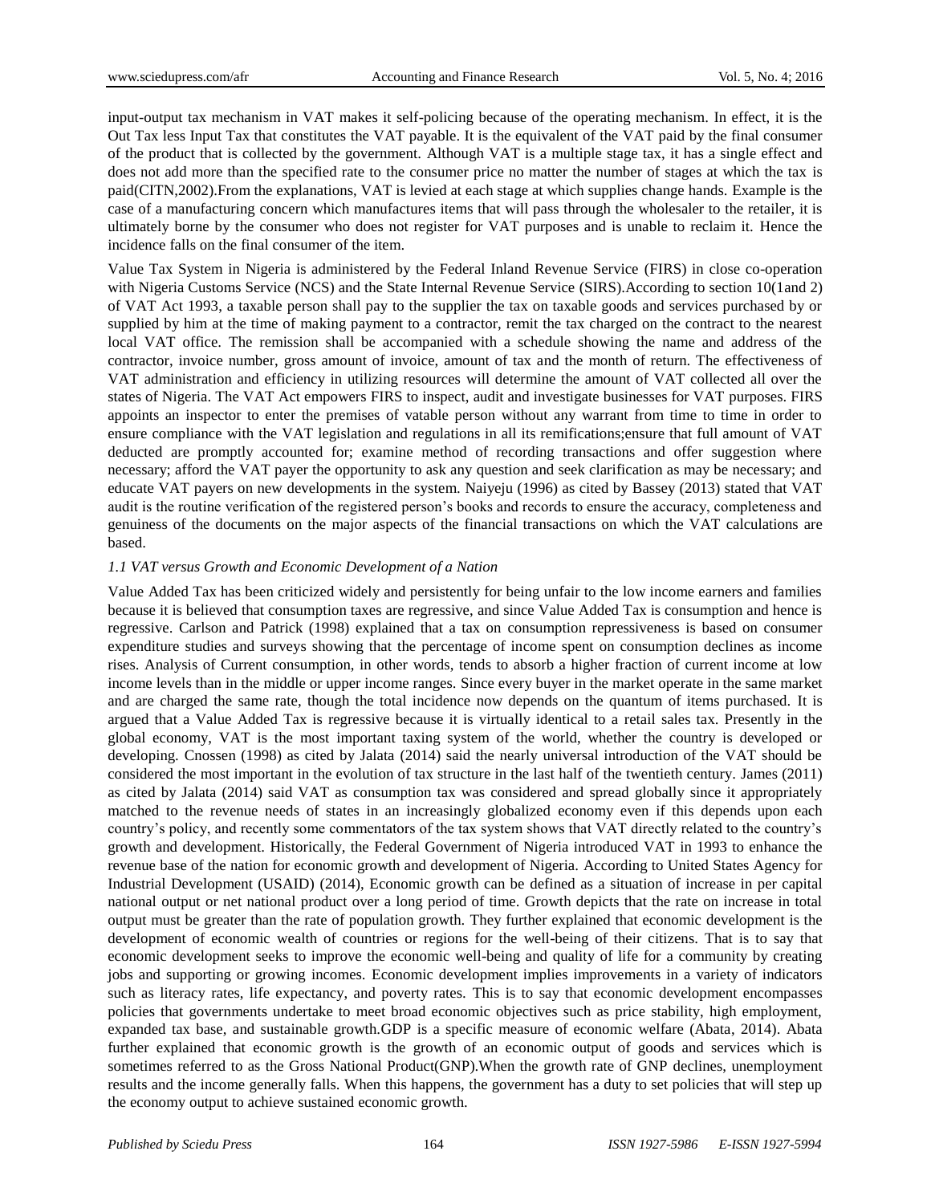input-output tax mechanism in VAT makes it self-policing because of the operating mechanism. In effect, it is the Out Tax less Input Tax that constitutes the VAT payable. It is the equivalent of the VAT paid by the final consumer of the product that is collected by the government. Although VAT is a multiple stage tax, it has a single effect and does not add more than the specified rate to the consumer price no matter the number of stages at which the tax is paid(CITN,2002).From the explanations, VAT is levied at each stage at which supplies change hands. Example is the case of a manufacturing concern which manufactures items that will pass through the wholesaler to the retailer, it is ultimately borne by the consumer who does not register for VAT purposes and is unable to reclaim it. Hence the incidence falls on the final consumer of the item.

Value Tax System in Nigeria is administered by the Federal Inland Revenue Service (FIRS) in close co-operation with Nigeria Customs Service (NCS) and the State Internal Revenue Service (SIRS).According to section 10(1and 2) of VAT Act 1993, a taxable person shall pay to the supplier the tax on taxable goods and services purchased by or supplied by him at the time of making payment to a contractor, remit the tax charged on the contract to the nearest local VAT office. The remission shall be accompanied with a schedule showing the name and address of the contractor, invoice number, gross amount of invoice, amount of tax and the month of return. The effectiveness of VAT administration and efficiency in utilizing resources will determine the amount of VAT collected all over the states of Nigeria. The VAT Act empowers FIRS to inspect, audit and investigate businesses for VAT purposes. FIRS appoints an inspector to enter the premises of vatable person without any warrant from time to time in order to ensure compliance with the VAT legislation and regulations in all its remifications;ensure that full amount of VAT deducted are promptly accounted for; examine method of recording transactions and offer suggestion where necessary; afford the VAT payer the opportunity to ask any question and seek clarification as may be necessary; and educate VAT payers on new developments in the system. Naiyeju (1996) as cited by Bassey (2013) stated that VAT audit is the routine verification of the registered person's books and records to ensure the accuracy, completeness and genuiness of the documents on the major aspects of the financial transactions on which the VAT calculations are based.

### *1.1 VAT versus Growth and Economic Development of a Nation*

Value Added Tax has been criticized widely and persistently for being unfair to the low income earners and families because it is believed that consumption taxes are regressive, and since Value Added Tax is consumption and hence is regressive. Carlson and Patrick (1998) explained that a tax on consumption repressiveness is based on consumer expenditure studies and surveys showing that the percentage of income spent on consumption declines as income rises. Analysis of Current consumption, in other words, tends to absorb a higher fraction of current income at low income levels than in the middle or upper income ranges. Since every buyer in the market operate in the same market and are charged the same rate, though the total incidence now depends on the quantum of items purchased. It is argued that a Value Added Tax is regressive because it is virtually identical to a retail sales tax. Presently in the global economy, VAT is the most important taxing system of the world, whether the country is developed or developing. Cnossen (1998) as cited by Jalata (2014) said the nearly universal introduction of the VAT should be considered the most important in the evolution of tax structure in the last half of the twentieth century. James (2011) as cited by Jalata (2014) said VAT as consumption tax was considered and spread globally since it appropriately matched to the revenue needs of states in an increasingly globalized economy even if this depends upon each country's policy, and recently some commentators of the tax system shows that VAT directly related to the country's growth and development. Historically, the Federal Government of Nigeria introduced VAT in 1993 to enhance the revenue base of the nation for economic growth and development of Nigeria. According to United States Agency for Industrial Development (USAID) (2014), Economic growth can be defined as a situation of increase in per capital national output or net national product over a long period of time. Growth depicts that the rate on increase in total output must be greater than the rate of population growth. They further explained that economic development is the development of economic wealth of countries or regions for the well-being of their citizens. That is to say that economic development seeks to improve the economic well-being and quality of life for a community by creating jobs and supporting or growing incomes. Economic development implies improvements in a variety of indicators such as literacy rates, life expectancy, and poverty rates. This is to say that economic development encompasses policies that governments undertake to meet broad economic objectives such as price stability, high employment, expanded tax base, and sustainable growth.GDP is a specific measure of economic welfare (Abata, 2014). Abata further explained that economic growth is the growth of an economic output of goods and services which is sometimes referred to as the Gross National Product(GNP).When the growth rate of GNP declines, unemployment results and the income generally falls. When this happens, the government has a duty to set policies that will step up the economy output to achieve sustained economic growth.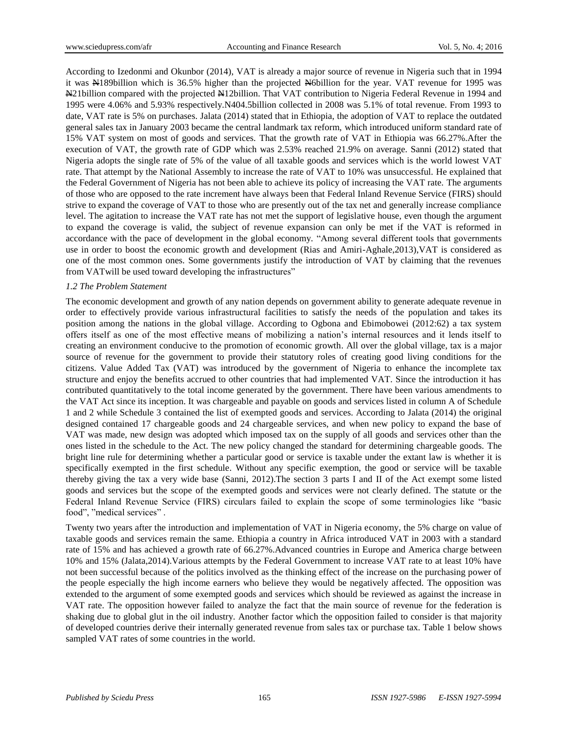According to Izedonmi and Okunbor (2014), VAT is already a major source of revenue in Nigeria such that in 1994 it was ₦189billion which is 36.5% higher than the projected ₦6billion for the year. VAT revenue for 1995 was ₦21billion compared with the projected ₦12billion. That VAT contribution to Nigeria Federal Revenue in 1994 and 1995 were 4.06% and 5.93% respectively.N404.5billion collected in 2008 was 5.1% of total revenue. From 1993 to date, VAT rate is 5% on purchases. Jalata (2014) stated that in Ethiopia, the adoption of VAT to replace the outdated general sales tax in January 2003 became the central landmark tax reform, which introduced uniform standard rate of 15% VAT system on most of goods and services. That the growth rate of VAT in Ethiopia was 66.27%.After the execution of VAT, the growth rate of GDP which was 2.53% reached 21.9% on average. Sanni (2012) stated that Nigeria adopts the single rate of 5% of the value of all taxable goods and services which is the world lowest VAT rate. That attempt by the National Assembly to increase the rate of VAT to 10% was unsuccessful. He explained that the Federal Government of Nigeria has not been able to achieve its policy of increasing the VAT rate. The arguments of those who are opposed to the rate increment have always been that Federal Inland Revenue Service (FIRS) should strive to expand the coverage of VAT to those who are presently out of the tax net and generally increase compliance level. The agitation to increase the VAT rate has not met the support of legislative house, even though the argument to expand the coverage is valid, the subject of revenue expansion can only be met if the VAT is reformed in accordance with the pace of development in the global economy. "Among several different tools that governments use in order to boost the economic growth and development (Rias and Amiri-Aghale,2013),VAT is considered as one of the most common ones. Some governments justify the introduction of VAT by claiming that the revenues from VATwill be used toward developing the infrastructures"

### *1.2 The Problem Statement*

The economic development and growth of any nation depends on government ability to generate adequate revenue in order to effectively provide various infrastructural facilities to satisfy the needs of the population and takes its position among the nations in the global village. According to Ogbona and Ebimobowei (2012:62) a tax system offers itself as one of the most effective means of mobilizing a nation's internal resources and it lends itself to creating an environment conducive to the promotion of economic growth. All over the global village, tax is a major source of revenue for the government to provide their statutory roles of creating good living conditions for the citizens. Value Added Tax (VAT) was introduced by the government of Nigeria to enhance the incomplete tax structure and enjoy the benefits accrued to other countries that had implemented VAT. Since the introduction it has contributed quantitatively to the total income generated by the government. There have been various amendments to the VAT Act since its inception. It was chargeable and payable on goods and services listed in column A of Schedule 1 and 2 while Schedule 3 contained the list of exempted goods and services. According to Jalata (2014) the original designed contained 17 chargeable goods and 24 chargeable services, and when new policy to expand the base of VAT was made, new design was adopted which imposed tax on the supply of all goods and services other than the ones listed in the schedule to the Act. The new policy changed the standard for determining chargeable goods. The bright line rule for determining whether a particular good or service is taxable under the extant law is whether it is specifically exempted in the first schedule. Without any specific exemption, the good or service will be taxable thereby giving the tax a very wide base (Sanni, 2012).The section 3 parts I and II of the Act exempt some listed goods and services but the scope of the exempted goods and services were not clearly defined. The statute or the Federal Inland Revenue Service (FIRS) circulars failed to explain the scope of some terminologies like "basic food", "medical services" .

Twenty two years after the introduction and implementation of VAT in Nigeria economy, the 5% charge on value of taxable goods and services remain the same. Ethiopia a country in Africa introduced VAT in 2003 with a standard rate of 15% and has achieved a growth rate of 66.27%.Advanced countries in Europe and America charge between 10% and 15% (Jalata,2014).Various attempts by the Federal Government to increase VAT rate to at least 10% have not been successful because of the politics involved as the thinking effect of the increase on the purchasing power of the people especially the high income earners who believe they would be negatively affected. The opposition was extended to the argument of some exempted goods and services which should be reviewed as against the increase in VAT rate. The opposition however failed to analyze the fact that the main source of revenue for the federation is shaking due to global glut in the oil industry. Another factor which the opposition failed to consider is that majority of developed countries derive their internally generated revenue from sales tax or purchase tax. Table 1 below shows sampled VAT rates of some countries in the world.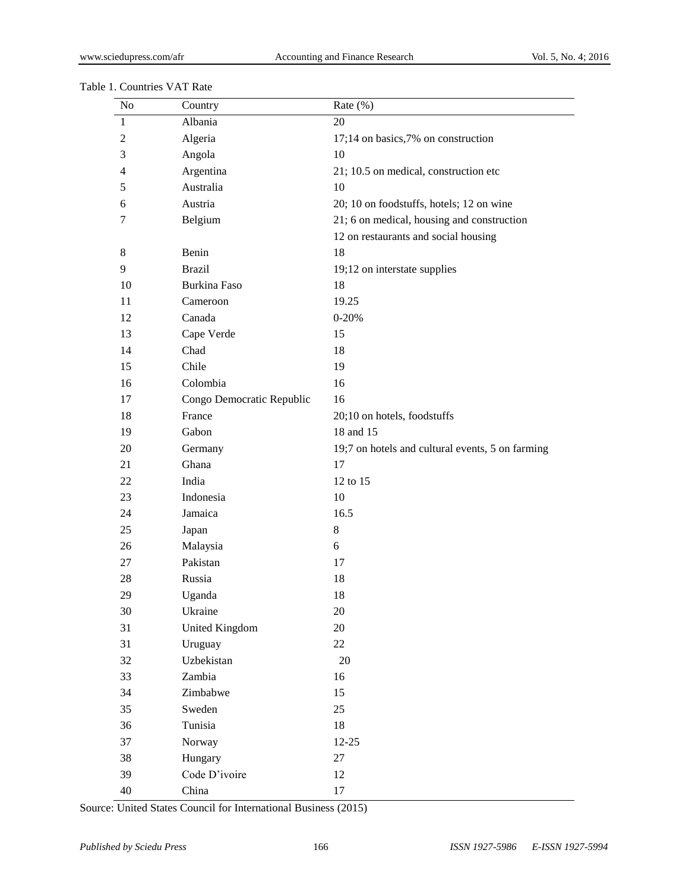Table 1. Countries VAT Rate

| No | Country | Rate (%) |
|---|---|---|
| 1 | Albania | 20 |
| 2 | Algeria | 17;14 on basics,7% on construction |
| 3 | Angola | 10 |
| 4 | Argentina | 21; 10.5 on medical, construction etc |
| 5 | Australia | 10 |
| 6 | Austria | 20; 10 on foodstuffs, hotels; 12 on wine |
| 7 | Belgium | 21; 6 on medical, housing and construction |
| | | 12 on restaurants and social housing |
| 8 | Benin | 18 |
| 9 | Brazil | 19;12 on interstate supplies |
| 10 | Burkina Faso | 18 |
| 11 | Cameroon | 19.25 |
| 12 | Canada | 0-20% |
| 13 | Cape Verde | 15 |
| 14 | Chad | 18 |
| 15 | Chile | 19 |
| 16 | Colombia | 16 |
| 17 | Congo Democratic Republic | 16 |
| 18 | France | 20;10 on hotels, foodstuffs |
| 19 | Gabon | 18 and 15 |
| 20 | Germany | 19;7 on hotels and cultural events, 5 on farming |
| 21 | Ghana | 17 |
| 22 | India | 12 to 15 |
| 23 | Indonesia | 10 |
| 24 | Jamaica | 16.5 |
| 25 | Japan | 8 |
| 26 | Malaysia | 6 |
| 27 | Pakistan | 17 |
| 28 | Russia | 18 |
| 29 | Uganda | 18 |
| 30 | Ukraine | 20 |
| 31 | United Kingdom | 20 |
| 31 | Uruguay | 22 |
| 32 | Uzbekistan | 20 |
| 33 | Zambia | 16 |
| 34 | Zimbabwe | 15 |
| 35 | Sweden | 25 |
| 36 | Tunisia | 18 |
| 37 | Norway | 12-25 |
| 38 | Hungary | 27 |
| 39 | Code D'ivoire | 12 |
| 40 | China | 17 |

Source: United States Council for International Business (2015)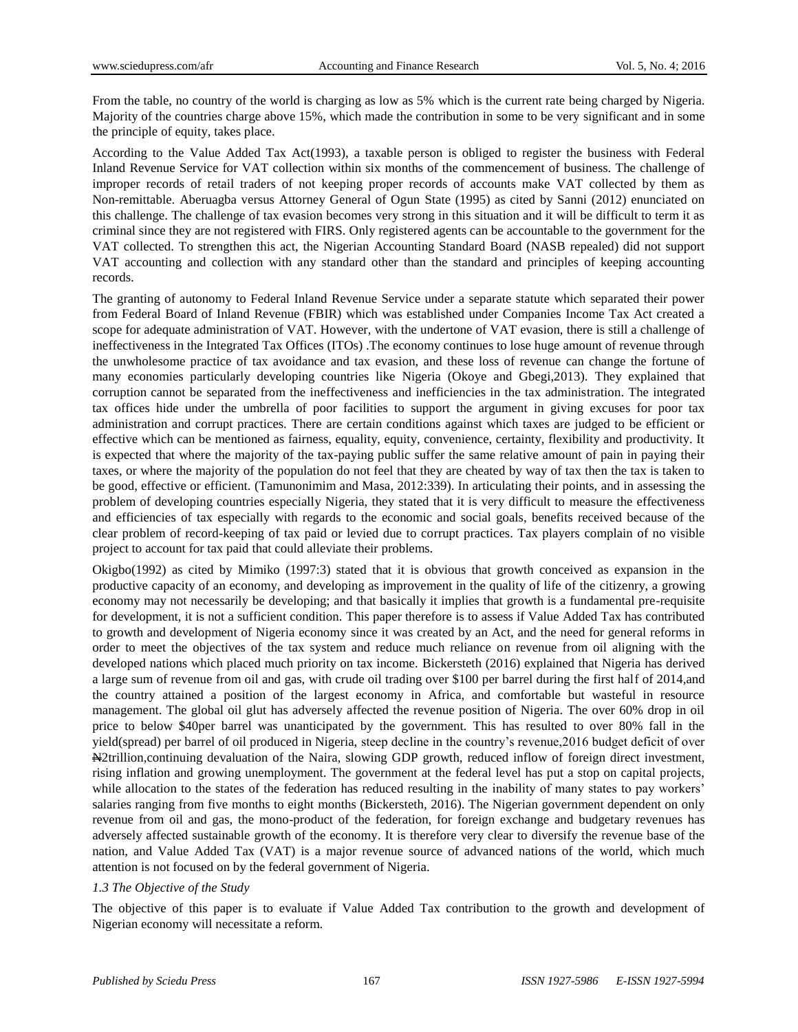From the table, no country of the world is charging as low as 5% which is the current rate being charged by Nigeria. Majority of the countries charge above 15%, which made the contribution in some to be very significant and in some the principle of equity, takes place.

According to the Value Added Tax Act(1993), a taxable person is obliged to register the business with Federal Inland Revenue Service for VAT collection within six months of the commencement of business. The challenge of improper records of retail traders of not keeping proper records of accounts make VAT collected by them as Non-remittable. Aberuagba versus Attorney General of Ogun State (1995) as cited by Sanni (2012) enunciated on this challenge. The challenge of tax evasion becomes very strong in this situation and it will be difficult to term it as criminal since they are not registered with FIRS. Only registered agents can be accountable to the government for the VAT collected. To strengthen this act, the Nigerian Accounting Standard Board (NASB repealed) did not support VAT accounting and collection with any standard other than the standard and principles of keeping accounting records.

The granting of autonomy to Federal Inland Revenue Service under a separate statute which separated their power from Federal Board of Inland Revenue (FBIR) which was established under Companies Income Tax Act created a scope for adequate administration of VAT. However, with the undertone of VAT evasion, there is still a challenge of ineffectiveness in the Integrated Tax Offices (ITOs) .The economy continues to lose huge amount of revenue through the unwholesome practice of tax avoidance and tax evasion, and these loss of revenue can change the fortune of many economies particularly developing countries like Nigeria (Okoye and Gbegi,2013). They explained that corruption cannot be separated from the ineffectiveness and inefficiencies in the tax administration. The integrated tax offices hide under the umbrella of poor facilities to support the argument in giving excuses for poor tax administration and corrupt practices. There are certain conditions against which taxes are judged to be efficient or effective which can be mentioned as fairness, equality, equity, convenience, certainty, flexibility and productivity. It is expected that where the majority of the tax-paying public suffer the same relative amount of pain in paying their taxes, or where the majority of the population do not feel that they are cheated by way of tax then the tax is taken to be good, effective or efficient. (Tamunonimim and Masa, 2012:339). In articulating their points, and in assessing the problem of developing countries especially Nigeria, they stated that it is very difficult to measure the effectiveness and efficiencies of tax especially with regards to the economic and social goals, benefits received because of the clear problem of record-keeping of tax paid or levied due to corrupt practices. Tax players complain of no visible project to account for tax paid that could alleviate their problems.

Okigbo(1992) as cited by Mimiko (1997:3) stated that it is obvious that growth conceived as expansion in the productive capacity of an economy, and developing as improvement in the quality of life of the citizenry, a growing economy may not necessarily be developing; and that basically it implies that growth is a fundamental pre-requisite for development, it is not a sufficient condition. This paper therefore is to assess if Value Added Tax has contributed to growth and development of Nigeria economy since it was created by an Act, and the need for general reforms in order to meet the objectives of the tax system and reduce much reliance on revenue from oil aligning with the developed nations which placed much priority on tax income. Bickersteth (2016) explained that Nigeria has derived a large sum of revenue from oil and gas, with crude oil trading over $100 per barrel during the first half of 2014,and the country attained a position of the largest economy in Africa, and comfortable but wasteful in resource management. The global oil glut has adversely affected the revenue position of Nigeria. The over 60% drop in oil price to below $40per barrel was unanticipated by the government. This has resulted to over 80% fall in the yield(spread) per barrel of oil produced in Nigeria, steep decline in the country's revenue,2016 budget deficit of over ₦2trillion,continuing devaluation of the Naira, slowing GDP growth, reduced inflow of foreign direct investment, rising inflation and growing unemployment. The government at the federal level has put a stop on capital projects, while allocation to the states of the federation has reduced resulting in the inability of many states to pay workers' salaries ranging from five months to eight months (Bickersteth, 2016). The Nigerian government dependent on only revenue from oil and gas, the mono-product of the federation, for foreign exchange and budgetary revenues has adversely affected sustainable growth of the economy. It is therefore very clear to diversify the revenue base of the nation, and Value Added Tax (VAT) is a major revenue source of advanced nations of the world, which much attention is not focused on by the federal government of Nigeria.

### *1.3 The Objective of the Study*

The objective of this paper is to evaluate if Value Added Tax contribution to the growth and development of Nigerian economy will necessitate a reform.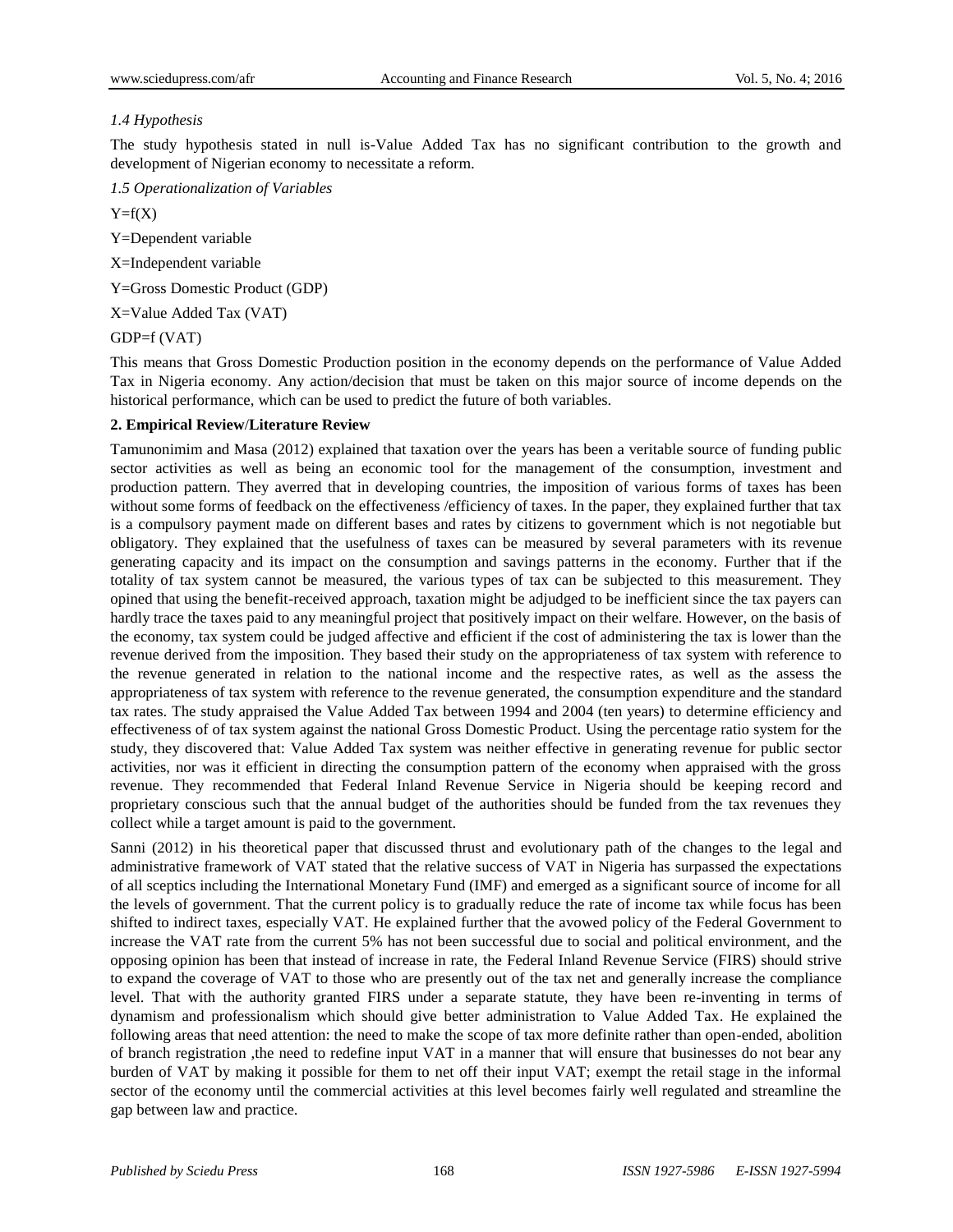*1.4 Hypothesis*

The study hypothesis stated in null is-Value Added Tax has no significant contribution to the growth and development of Nigerian economy to necessitate a reform.

*1.5 Operationalization of Variables*

Y=f(X)

Y=Dependent variable

X=Independent variable

Y=Gross Domestic Product (GDP)

X=Value Added Tax (VAT)

GDP=f (VAT)

This means that Gross Domestic Production position in the economy depends on the performance of Value Added Tax in Nigeria economy. Any action/decision that must be taken on this major source of income depends on the historical performance, which can be used to predict the future of both variables.

## 2. Empirical Review/Literature Review

Tamunonimim and Masa (2012) explained that taxation over the years has been a veritable source of funding public sector activities as well as being an economic tool for the management of the consumption, investment and production pattern. They averred that in developing countries, the imposition of various forms of taxes has been without some forms of feedback on the effectiveness /efficiency of taxes. In the paper, they explained further that tax is a compulsory payment made on different bases and rates by citizens to government which is not negotiable but obligatory. They explained that the usefulness of taxes can be measured by several parameters with its revenue generating capacity and its impact on the consumption and savings patterns in the economy. Further that if the totality of tax system cannot be measured, the various types of tax can be subjected to this measurement. They opined that using the benefit-received approach, taxation might be adjudged to be inefficient since the tax payers can hardly trace the taxes paid to any meaningful project that positively impact on their welfare. However, on the basis of the economy, tax system could be judged affective and efficient if the cost of administering the tax is lower than the revenue derived from the imposition. They based their study on the appropriateness of tax system with reference to the revenue generated in relation to the national income and the respective rates, as well as the assess the appropriateness of tax system with reference to the revenue generated, the consumption expenditure and the standard tax rates. The study appraised the Value Added Tax between 1994 and 2004 (ten years) to determine efficiency and effectiveness of of tax system against the national Gross Domestic Product. Using the percentage ratio system for the study, they discovered that: Value Added Tax system was neither effective in generating revenue for public sector activities, nor was it efficient in directing the consumption pattern of the economy when appraised with the gross revenue. They recommended that Federal Inland Revenue Service in Nigeria should be keeping record and proprietary conscious such that the annual budget of the authorities should be funded from the tax revenues they collect while a target amount is paid to the government.

Sanni (2012) in his theoretical paper that discussed thrust and evolutionary path of the changes to the legal and administrative framework of VAT stated that the relative success of VAT in Nigeria has surpassed the expectations of all sceptics including the International Monetary Fund (IMF) and emerged as a significant source of income for all the levels of government. That the current policy is to gradually reduce the rate of income tax while focus has been shifted to indirect taxes, especially VAT. He explained further that the avowed policy of the Federal Government to increase the VAT rate from the current 5% has not been successful due to social and political environment, and the opposing opinion has been that instead of increase in rate, the Federal Inland Revenue Service (FIRS) should strive to expand the coverage of VAT to those who are presently out of the tax net and generally increase the compliance level. That with the authority granted FIRS under a separate statute, they have been re-inventing in terms of dynamism and professionalism which should give better administration to Value Added Tax. He explained the following areas that need attention: the need to make the scope of tax more definite rather than open-ended, abolition of branch registration ,the need to redefine input VAT in a manner that will ensure that businesses do not bear any burden of VAT by making it possible for them to net off their input VAT; exempt the retail stage in the informal sector of the economy until the commercial activities at this level becomes fairly well regulated and streamline the gap between law and practice.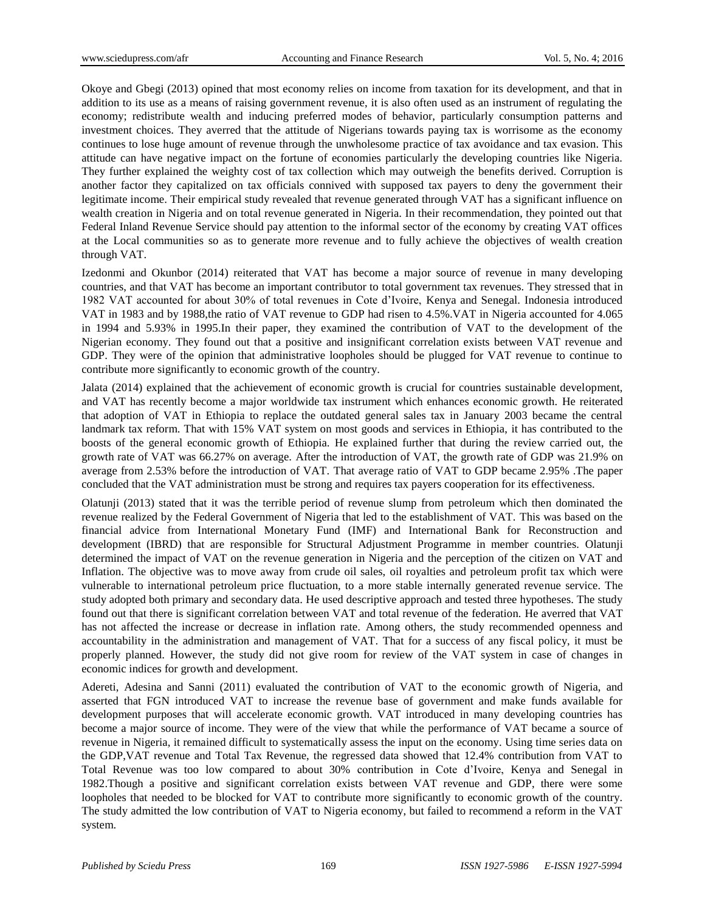Okoye and Gbegi (2013) opined that most economy relies on income from taxation for its development, and that in addition to its use as a means of raising government revenue, it is also often used as an instrument of regulating the economy; redistribute wealth and inducing preferred modes of behavior, particularly consumption patterns and investment choices. They averred that the attitude of Nigerians towards paying tax is worrisome as the economy continues to lose huge amount of revenue through the unwholesome practice of tax avoidance and tax evasion. This attitude can have negative impact on the fortune of economies particularly the developing countries like Nigeria. They further explained the weighty cost of tax collection which may outweigh the benefits derived. Corruption is another factor they capitalized on tax officials connived with supposed tax payers to deny the government their legitimate income. Their empirical study revealed that revenue generated through VAT has a significant influence on wealth creation in Nigeria and on total revenue generated in Nigeria. In their recommendation, they pointed out that Federal Inland Revenue Service should pay attention to the informal sector of the economy by creating VAT offices at the Local communities so as to generate more revenue and to fully achieve the objectives of wealth creation through VAT.

Izedonmi and Okunbor (2014) reiterated that VAT has become a major source of revenue in many developing countries, and that VAT has become an important contributor to total government tax revenues. They stressed that in 1982 VAT accounted for about 30% of total revenues in Cote d'Ivoire, Kenya and Senegal. Indonesia introduced VAT in 1983 and by 1988,the ratio of VAT revenue to GDP had risen to 4.5%.VAT in Nigeria accounted for 4.065 in 1994 and 5.93% in 1995.In their paper, they examined the contribution of VAT to the development of the Nigerian economy. They found out that a positive and insignificant correlation exists between VAT revenue and GDP. They were of the opinion that administrative loopholes should be plugged for VAT revenue to continue to contribute more significantly to economic growth of the country.

Jalata (2014) explained that the achievement of economic growth is crucial for countries sustainable development, and VAT has recently become a major worldwide tax instrument which enhances economic growth. He reiterated that adoption of VAT in Ethiopia to replace the outdated general sales tax in January 2003 became the central landmark tax reform. That with 15% VAT system on most goods and services in Ethiopia, it has contributed to the boosts of the general economic growth of Ethiopia. He explained further that during the review carried out, the growth rate of VAT was 66.27% on average. After the introduction of VAT, the growth rate of GDP was 21.9% on average from 2.53% before the introduction of VAT. That average ratio of VAT to GDP became 2.95% .The paper concluded that the VAT administration must be strong and requires tax payers cooperation for its effectiveness.

Olatunji (2013) stated that it was the terrible period of revenue slump from petroleum which then dominated the revenue realized by the Federal Government of Nigeria that led to the establishment of VAT. This was based on the financial advice from International Monetary Fund (IMF) and International Bank for Reconstruction and development (IBRD) that are responsible for Structural Adjustment Programme in member countries. Olatunji determined the impact of VAT on the revenue generation in Nigeria and the perception of the citizen on VAT and Inflation. The objective was to move away from crude oil sales, oil royalties and petroleum profit tax which were vulnerable to international petroleum price fluctuation, to a more stable internally generated revenue service. The study adopted both primary and secondary data. He used descriptive approach and tested three hypotheses. The study found out that there is significant correlation between VAT and total revenue of the federation. He averred that VAT has not affected the increase or decrease in inflation rate. Among others, the study recommended openness and accountability in the administration and management of VAT. That for a success of any fiscal policy, it must be properly planned. However, the study did not give room for review of the VAT system in case of changes in economic indices for growth and development.

Adereti, Adesina and Sanni (2011) evaluated the contribution of VAT to the economic growth of Nigeria, and asserted that FGN introduced VAT to increase the revenue base of government and make funds available for development purposes that will accelerate economic growth. VAT introduced in many developing countries has become a major source of income. They were of the view that while the performance of VAT became a source of revenue in Nigeria, it remained difficult to systematically assess the input on the economy. Using time series data on the GDP,VAT revenue and Total Tax Revenue, the regressed data showed that 12.4% contribution from VAT to Total Revenue was too low compared to about 30% contribution in Cote d'Ivoire, Kenya and Senegal in 1982.Though a positive and significant correlation exists between VAT revenue and GDP, there were some loopholes that needed to be blocked for VAT to contribute more significantly to economic growth of the country. The study admitted the low contribution of VAT to Nigeria economy, but failed to recommend a reform in the VAT system.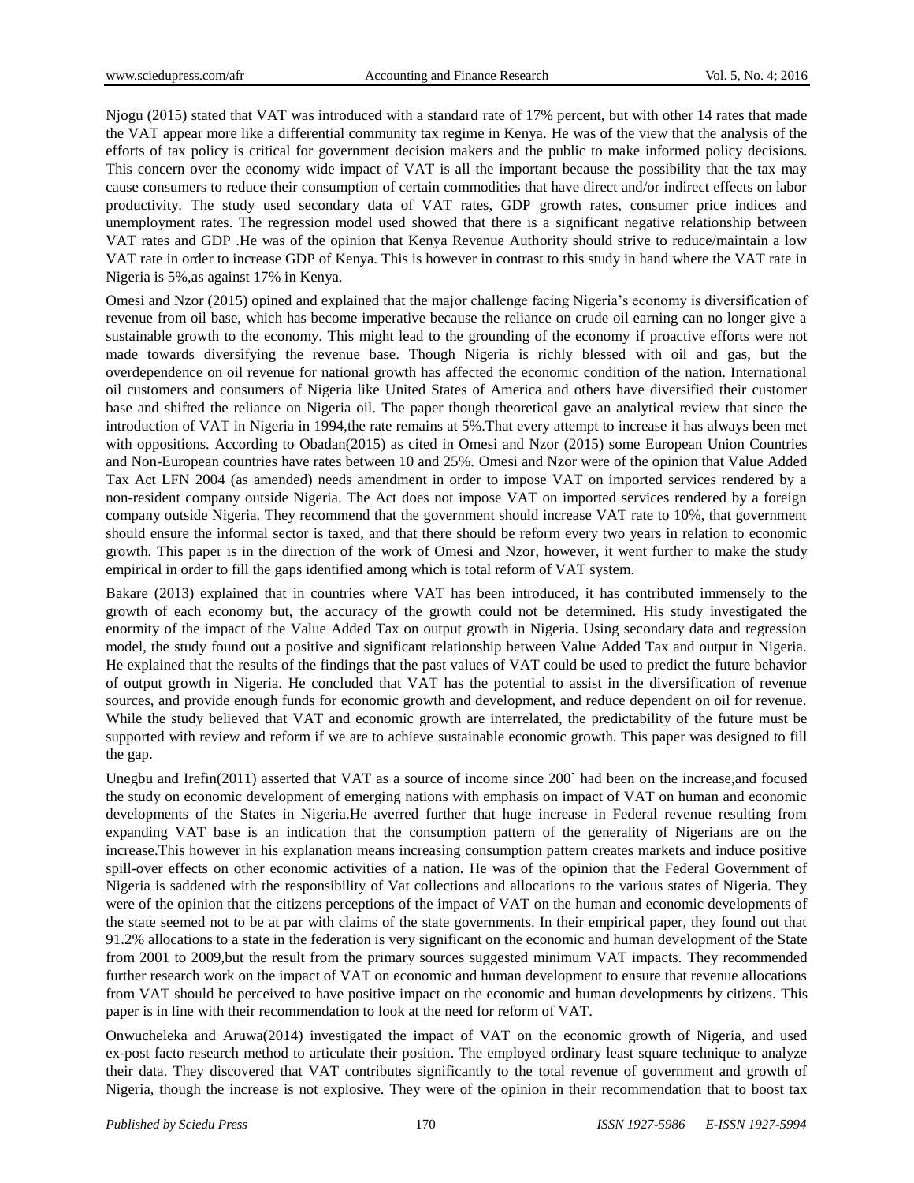Njogu (2015) stated that VAT was introduced with a standard rate of 17% percent, but with other 14 rates that made the VAT appear more like a differential community tax regime in Kenya. He was of the view that the analysis of the efforts of tax policy is critical for government decision makers and the public to make informed policy decisions. This concern over the economy wide impact of VAT is all the important because the possibility that the tax may cause consumers to reduce their consumption of certain commodities that have direct and/or indirect effects on labor productivity. The study used secondary data of VAT rates, GDP growth rates, consumer price indices and unemployment rates. The regression model used showed that there is a significant negative relationship between VAT rates and GDP .He was of the opinion that Kenya Revenue Authority should strive to reduce/maintain a low VAT rate in order to increase GDP of Kenya. This is however in contrast to this study in hand where the VAT rate in Nigeria is 5%,as against 17% in Kenya.

Omesi and Nzor (2015) opined and explained that the major challenge facing Nigeria's economy is diversification of revenue from oil base, which has become imperative because the reliance on crude oil earning can no longer give a sustainable growth to the economy. This might lead to the grounding of the economy if proactive efforts were not made towards diversifying the revenue base. Though Nigeria is richly blessed with oil and gas, but the overdependence on oil revenue for national growth has affected the economic condition of the nation. International oil customers and consumers of Nigeria like United States of America and others have diversified their customer base and shifted the reliance on Nigeria oil. The paper though theoretical gave an analytical review that since the introduction of VAT in Nigeria in 1994,the rate remains at 5%.That every attempt to increase it has always been met with oppositions. According to Obadan(2015) as cited in Omesi and Nzor (2015) some European Union Countries and Non-European countries have rates between 10 and 25%. Omesi and Nzor were of the opinion that Value Added Tax Act LFN 2004 (as amended) needs amendment in order to impose VAT on imported services rendered by a non-resident company outside Nigeria. The Act does not impose VAT on imported services rendered by a foreign company outside Nigeria. They recommend that the government should increase VAT rate to 10%, that government should ensure the informal sector is taxed, and that there should be reform every two years in relation to economic growth. This paper is in the direction of the work of Omesi and Nzor, however, it went further to make the study empirical in order to fill the gaps identified among which is total reform of VAT system.

Bakare (2013) explained that in countries where VAT has been introduced, it has contributed immensely to the growth of each economy but, the accuracy of the growth could not be determined. His study investigated the enormity of the impact of the Value Added Tax on output growth in Nigeria. Using secondary data and regression model, the study found out a positive and significant relationship between Value Added Tax and output in Nigeria. He explained that the results of the findings that the past values of VAT could be used to predict the future behavior of output growth in Nigeria. He concluded that VAT has the potential to assist in the diversification of revenue sources, and provide enough funds for economic growth and development, and reduce dependent on oil for revenue. While the study believed that VAT and economic growth are interrelated, the predictability of the future must be supported with review and reform if we are to achieve sustainable economic growth. This paper was designed to fill the gap.

Unegbu and Irefin(2011) asserted that VAT as a source of income since 200` had been on the increase,and focused the study on economic development of emerging nations with emphasis on impact of VAT on human and economic developments of the States in Nigeria.He averred further that huge increase in Federal revenue resulting from expanding VAT base is an indication that the consumption pattern of the generality of Nigerians are on the increase.This however in his explanation means increasing consumption pattern creates markets and induce positive spill-over effects on other economic activities of a nation. He was of the opinion that the Federal Government of Nigeria is saddened with the responsibility of Vat collections and allocations to the various states of Nigeria. They were of the opinion that the citizens perceptions of the impact of VAT on the human and economic developments of the state seemed not to be at par with claims of the state governments. In their empirical paper, they found out that 91.2% allocations to a state in the federation is very significant on the economic and human development of the State from 2001 to 2009,but the result from the primary sources suggested minimum VAT impacts. They recommended further research work on the impact of VAT on economic and human development to ensure that revenue allocations from VAT should be perceived to have positive impact on the economic and human developments by citizens. This paper is in line with their recommendation to look at the need for reform of VAT.

Onwucheleka and Aruwa(2014) investigated the impact of VAT on the economic growth of Nigeria, and used ex-post facto research method to articulate their position. The employed ordinary least square technique to analyze their data. They discovered that VAT contributes significantly to the total revenue of government and growth of Nigeria, though the increase is not explosive. They were of the opinion in their recommendation that to boost tax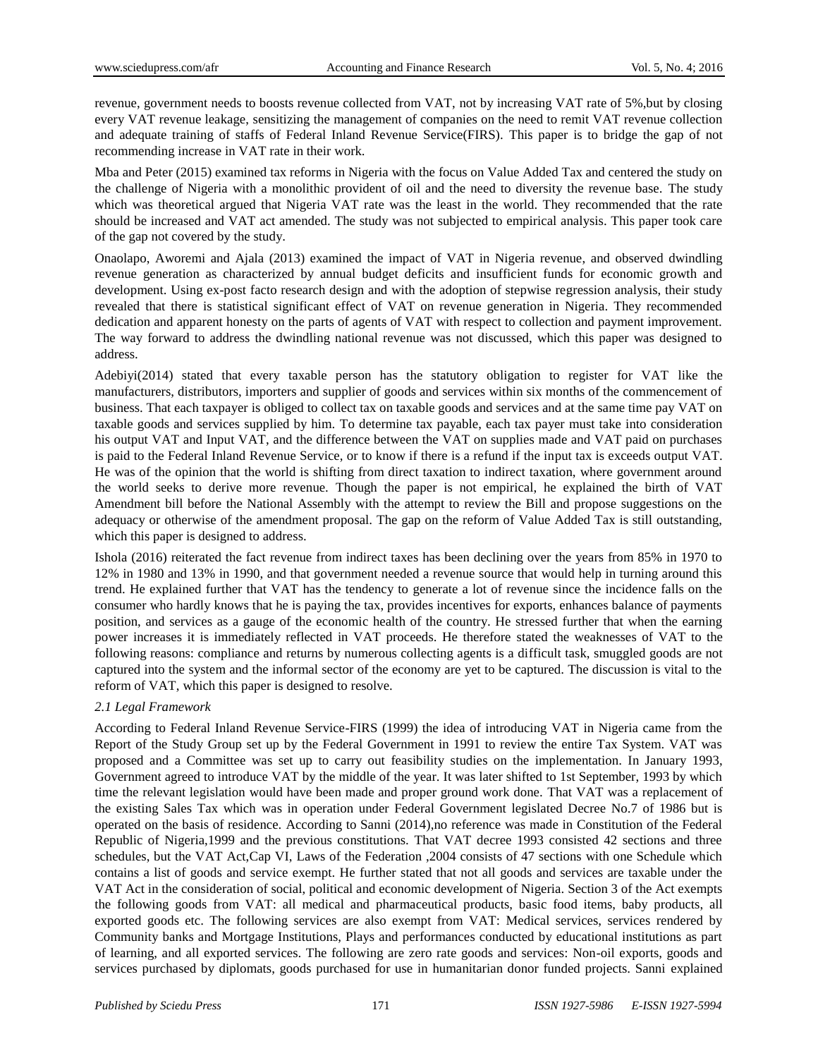revenue, government needs to boosts revenue collected from VAT, not by increasing VAT rate of 5%,but by closing every VAT revenue leakage, sensitizing the management of companies on the need to remit VAT revenue collection and adequate training of staffs of Federal Inland Revenue Service(FIRS). This paper is to bridge the gap of not recommending increase in VAT rate in their work.

Mba and Peter (2015) examined tax reforms in Nigeria with the focus on Value Added Tax and centered the study on the challenge of Nigeria with a monolithic provident of oil and the need to diversity the revenue base. The study which was theoretical argued that Nigeria VAT rate was the least in the world. They recommended that the rate should be increased and VAT act amended. The study was not subjected to empirical analysis. This paper took care of the gap not covered by the study.

Onaolapo, Aworemi and Ajala (2013) examined the impact of VAT in Nigeria revenue, and observed dwindling revenue generation as characterized by annual budget deficits and insufficient funds for economic growth and development. Using ex-post facto research design and with the adoption of stepwise regression analysis, their study revealed that there is statistical significant effect of VAT on revenue generation in Nigeria. They recommended dedication and apparent honesty on the parts of agents of VAT with respect to collection and payment improvement. The way forward to address the dwindling national revenue was not discussed, which this paper was designed to address.

Adebiyi(2014) stated that every taxable person has the statutory obligation to register for VAT like the manufacturers, distributors, importers and supplier of goods and services within six months of the commencement of business. That each taxpayer is obliged to collect tax on taxable goods and services and at the same time pay VAT on taxable goods and services supplied by him. To determine tax payable, each tax payer must take into consideration his output VAT and Input VAT, and the difference between the VAT on supplies made and VAT paid on purchases is paid to the Federal Inland Revenue Service, or to know if there is a refund if the input tax is exceeds output VAT. He was of the opinion that the world is shifting from direct taxation to indirect taxation, where government around the world seeks to derive more revenue. Though the paper is not empirical, he explained the birth of VAT Amendment bill before the National Assembly with the attempt to review the Bill and propose suggestions on the adequacy or otherwise of the amendment proposal. The gap on the reform of Value Added Tax is still outstanding, which this paper is designed to address.

Ishola (2016) reiterated the fact revenue from indirect taxes has been declining over the years from 85% in 1970 to 12% in 1980 and 13% in 1990, and that government needed a revenue source that would help in turning around this trend. He explained further that VAT has the tendency to generate a lot of revenue since the incidence falls on the consumer who hardly knows that he is paying the tax, provides incentives for exports, enhances balance of payments position, and services as a gauge of the economic health of the country. He stressed further that when the earning power increases it is immediately reflected in VAT proceeds. He therefore stated the weaknesses of VAT to the following reasons: compliance and returns by numerous collecting agents is a difficult task, smuggled goods are not captured into the system and the informal sector of the economy are yet to be captured. The discussion is vital to the reform of VAT, which this paper is designed to resolve.

### *2.1 Legal Framework*

According to Federal Inland Revenue Service-FIRS (1999) the idea of introducing VAT in Nigeria came from the Report of the Study Group set up by the Federal Government in 1991 to review the entire Tax System. VAT was proposed and a Committee was set up to carry out feasibility studies on the implementation. In January 1993, Government agreed to introduce VAT by the middle of the year. It was later shifted to 1st September, 1993 by which time the relevant legislation would have been made and proper ground work done. That VAT was a replacement of the existing Sales Tax which was in operation under Federal Government legislated Decree No.7 of 1986 but is operated on the basis of residence. According to Sanni (2014),no reference was made in Constitution of the Federal Republic of Nigeria,1999 and the previous constitutions. That VAT decree 1993 consisted 42 sections and three schedules, but the VAT Act,Cap VI, Laws of the Federation ,2004 consists of 47 sections with one Schedule which contains a list of goods and service exempt. He further stated that not all goods and services are taxable under the VAT Act in the consideration of social, political and economic development of Nigeria. Section 3 of the Act exempts the following goods from VAT: all medical and pharmaceutical products, basic food items, baby products, all exported goods etc. The following services are also exempt from VAT: Medical services, services rendered by Community banks and Mortgage Institutions, Plays and performances conducted by educational institutions as part of learning, and all exported services. The following are zero rate goods and services: Non-oil exports, goods and services purchased by diplomats, goods purchased for use in humanitarian donor funded projects. Sanni explained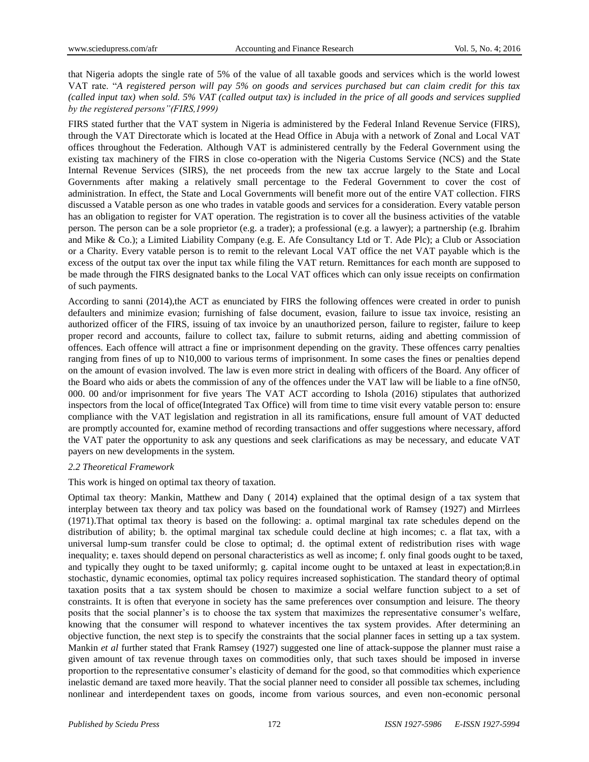that Nigeria adopts the single rate of 5% of the value of all taxable goods and services which is the world lowest VAT rate. "*A registered person will pay 5% on goods and services purchased but can claim credit for this tax (called input tax) when sold. 5% VAT (called output tax) is included in the price of all goods and services supplied by the registered persons"(FIRS,1999)*

FIRS stated further that the VAT system in Nigeria is administered by the Federal Inland Revenue Service (FIRS), through the VAT Directorate which is located at the Head Office in Abuja with a network of Zonal and Local VAT offices throughout the Federation. Although VAT is administered centrally by the Federal Government using the existing tax machinery of the FIRS in close co-operation with the Nigeria Customs Service (NCS) and the State Internal Revenue Services (SIRS), the net proceeds from the new tax accrue largely to the State and Local Governments after making a relatively small percentage to the Federal Government to cover the cost of administration. In effect, the State and Local Governments will benefit more out of the entire VAT collection. FIRS discussed a Vatable person as one who trades in vatable goods and services for a consideration. Every vatable person has an obligation to register for VAT operation. The registration is to cover all the business activities of the vatable person. The person can be a sole proprietor (e.g. a trader); a professional (e.g. a lawyer); a partnership (e.g. Ibrahim and Mike & Co.); a Limited Liability Company (e.g. E. Afe Consultancy Ltd or T. Ade Plc); a Club or Association or a Charity. Every vatable person is to remit to the relevant Local VAT office the net VAT payable which is the excess of the output tax over the input tax while filing the VAT return. Remittances for each month are supposed to be made through the FIRS designated banks to the Local VAT offices which can only issue receipts on confirmation of such payments.

According to sanni (2014),the ACT as enunciated by FIRS the following offences were created in order to punish defaulters and minimize evasion; furnishing of false document, evasion, failure to issue tax invoice, resisting an authorized officer of the FIRS, issuing of tax invoice by an unauthorized person, failure to register, failure to keep proper record and accounts, failure to collect tax, failure to submit returns, aiding and abetting commission of offences. Each offence will attract a fine or imprisonment depending on the gravity. These offences carry penalties ranging from fines of up to N10,000 to various terms of imprisonment. In some cases the fines or penalties depend on the amount of evasion involved. The law is even more strict in dealing with officers of the Board. Any officer of the Board who aids or abets the commission of any of the offences under the VAT law will be liable to a fine ofN50, 000. 00 and/or imprisonment for five years The VAT ACT according to Ishola (2016) stipulates that authorized inspectors from the local of office(Integrated Tax Office) will from time to time visit every vatable person to: ensure compliance with the VAT legislation and registration in all its ramifications, ensure full amount of VAT deducted are promptly accounted for, examine method of recording transactions and offer suggestions where necessary, afford the VAT pater the opportunity to ask any questions and seek clarifications as may be necessary, and educate VAT payers on new developments in the system.

### *2.2 Theoretical Framework*

This work is hinged on optimal tax theory of taxation.

Optimal tax theory: Mankin, Matthew and Dany ( 2014) explained that the optimal design of a tax system that interplay between tax theory and tax policy was based on the foundational work of Ramsey (1927) and Mirrlees (1971).That optimal tax theory is based on the following: a. optimal marginal tax rate schedules depend on the distribution of ability; b. the optimal marginal tax schedule could decline at high incomes; c. a flat tax, with a universal lump-sum transfer could be close to optimal; d. the optimal extent of redistribution rises with wage inequality; e. taxes should depend on personal characteristics as well as income; f. only final goods ought to be taxed, and typically they ought to be taxed uniformly; g. capital income ought to be untaxed at least in expectation;8.in stochastic, dynamic economies, optimal tax policy requires increased sophistication. The standard theory of optimal taxation posits that a tax system should be chosen to maximize a social welfare function subject to a set of constraints. It is often that everyone in society has the same preferences over consumption and leisure. The theory posits that the social planner's is to choose the tax system that maximizes the representative consumer's welfare, knowing that the consumer will respond to whatever incentives the tax system provides. After determining an objective function, the next step is to specify the constraints that the social planner faces in setting up a tax system. Mankin *et al* further stated that Frank Ramsey (1927) suggested one line of attack-suppose the planner must raise a given amount of tax revenue through taxes on commodities only, that such taxes should be imposed in inverse proportion to the representative consumer's elasticity of demand for the good, so that commodities which experience inelastic demand are taxed more heavily. That the social planner need to consider all possible tax schemes, including nonlinear and interdependent taxes on goods, income from various sources, and even non-economic personal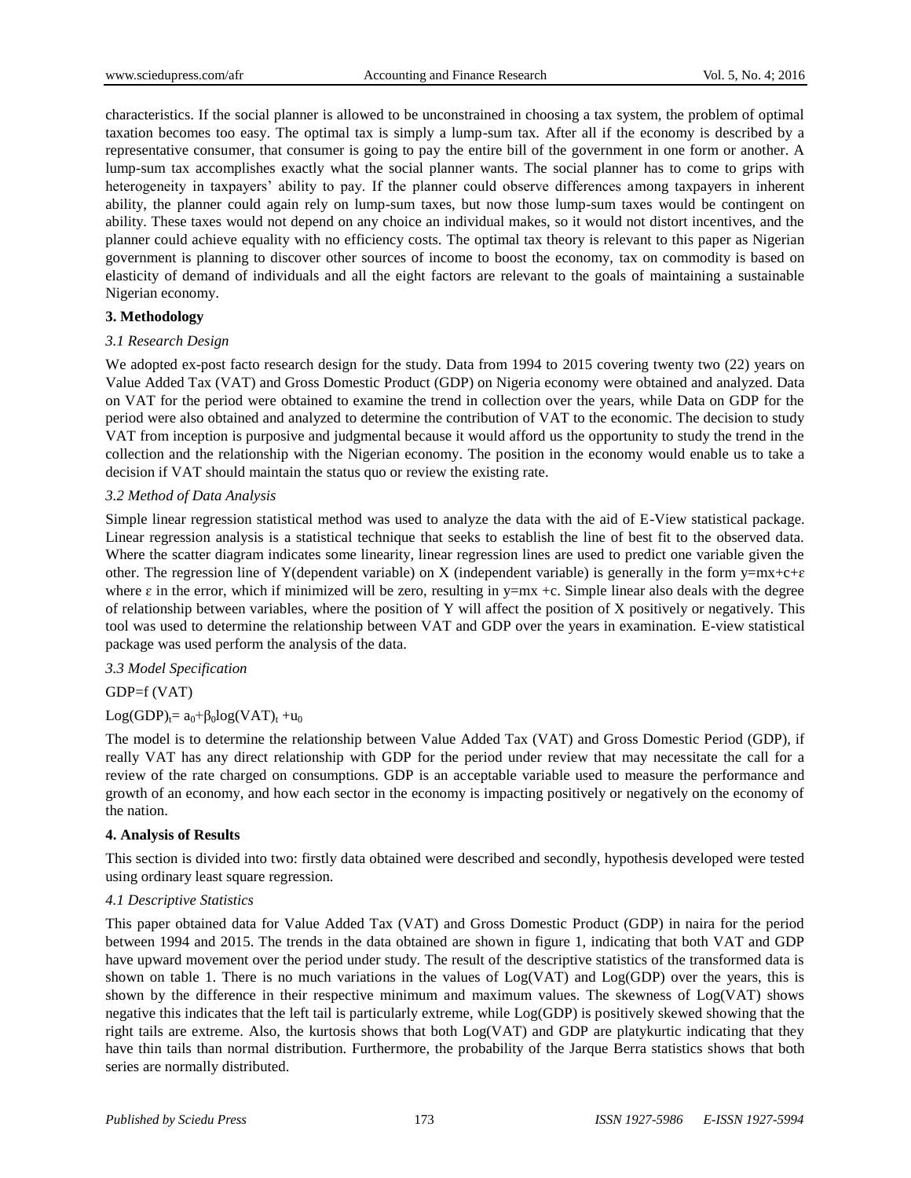characteristics. If the social planner is allowed to be unconstrained in choosing a tax system, the problem of optimal taxation becomes too easy. The optimal tax is simply a lump-sum tax. After all if the economy is described by a representative consumer, that consumer is going to pay the entire bill of the government in one form or another. A lump-sum tax accomplishes exactly what the social planner wants. The social planner has to come to grips with heterogeneity in taxpayers' ability to pay. If the planner could observe differences among taxpayers in inherent ability, the planner could again rely on lump-sum taxes, but now those lump-sum taxes would be contingent on ability. These taxes would not depend on any choice an individual makes, so it would not distort incentives, and the planner could achieve equality with no efficiency costs. The optimal tax theory is relevant to this paper as Nigerian government is planning to discover other sources of income to boost the economy, tax on commodity is based on elasticity of demand of individuals and all the eight factors are relevant to the goals of maintaining a sustainable Nigerian economy.

## 3. Methodology

### *3.1 Research Design*

We adopted ex-post facto research design for the study. Data from 1994 to 2015 covering twenty two (22) years on Value Added Tax (VAT) and Gross Domestic Product (GDP) on Nigeria economy were obtained and analyzed. Data on VAT for the period were obtained to examine the trend in collection over the years, while Data on GDP for the period were also obtained and analyzed to determine the contribution of VAT to the economic. The decision to study VAT from inception is purposive and judgmental because it would afford us the opportunity to study the trend in the collection and the relationship with the Nigerian economy. The position in the economy would enable us to take a decision if VAT should maintain the status quo or review the existing rate.

### *3.2 Method of Data Analysis*

Simple linear regression statistical method was used to analyze the data with the aid of E-View statistical package. Linear regression analysis is a statistical technique that seeks to establish the line of best fit to the observed data. Where the scatter diagram indicates some linearity, linear regression lines are used to predict one variable given the other. The regression line of Y(dependent variable) on X (independent variable) is generally in the form $y=mx+c+\varepsilon$ where $\varepsilon$ in the error, which if minimized will be zero, resulting in $y=mx+c$. Simple linear also deals with the degree of relationship between variables, where the position of Y will affect the position of X positively or negatively. This tool was used to determine the relationship between VAT and GDP over the years in examination. E-view statistical package was used perform the analysis of the data.

### *3.3 Model Specification*

GDP=f (VAT)

$\text{Log(GDP)}_t = a_0+\beta_0\log(\text{VAT})_t + u_0$

The model is to determine the relationship between Value Added Tax (VAT) and Gross Domestic Period (GDP), if really VAT has any direct relationship with GDP for the period under review that may necessitate the call for a review of the rate charged on consumptions. GDP is an acceptable variable used to measure the performance and growth of an economy, and how each sector in the economy is impacting positively or negatively on the economy of the nation.

## 4. Analysis of Results

This section is divided into two: firstly data obtained were described and secondly, hypothesis developed were tested using ordinary least square regression.

### *4.1 Descriptive Statistics*

This paper obtained data for Value Added Tax (VAT) and Gross Domestic Product (GDP) in naira for the period between 1994 and 2015. The trends in the data obtained are shown in figure 1, indicating that both VAT and GDP have upward movement over the period under study. The result of the descriptive statistics of the transformed data is shown on table 1. There is no much variations in the values of Log(VAT) and Log(GDP) over the years, this is shown by the difference in their respective minimum and maximum values. The skewness of Log(VAT) shows negative this indicates that the left tail is particularly extreme, while Log(GDP) is positively skewed showing that the right tails are extreme. Also, the kurtosis shows that both Log(VAT) and GDP are platykurtic indicating that they have thin tails than normal distribution. Furthermore, the probability of the Jarque Berra statistics shows that both series are normally distributed.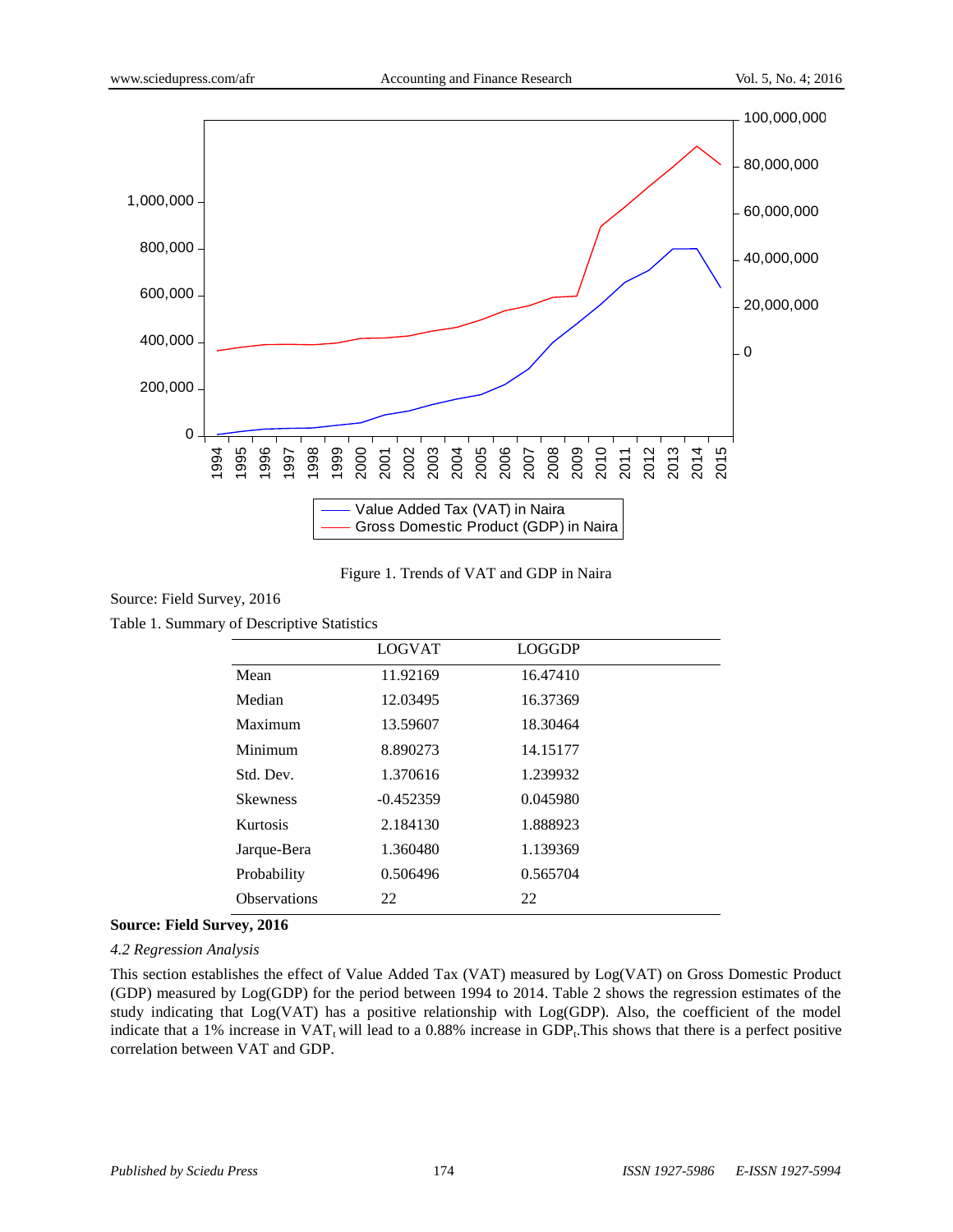Figure 1. Trends of VAT and GDP in Naira

Source: Field Survey, 2016

Table 1. Summary of Descriptive Statistics

| | LOGVAT | LOGGDP |
|---|---|---|
| Mean | 11.92169 | 16.47410 |
| Median | 12.03495 | 16.37369 |
| Maximum | 13.59607 | 18.30464 |
| Minimum | 8.890273 | 14.15177 |
| Std. Dev. | 1.370616 | 1.239932 |
| Skewness | -0.452359 | 0.045980 |
| Kurtosis | 2.184130 | 1.888923 |
| Jarque-Bera | 1.360480 | 1.139369 |
| Probability | 0.506496 | 0.565704 |
| Observations | 22 | 22 |

**Source: Field Survey, 2016**

*4.2 Regression Analysis*

This section establishes the effect of Value Added Tax (VAT) measured by Log(VAT) on Gross Domestic Product (GDP) measured by Log(GDP) for the period between 1994 to 2014. Table 2 shows the regression estimates of the study indicating that Log(VAT) has a positive relationship with Log(GDP). Also, the coefficient of the model indicate that a 1% increase in $VAT_t$ will lead to a 0.88% increase in $GDP_t$.This shows that there is a perfect positive correlation between VAT and GDP.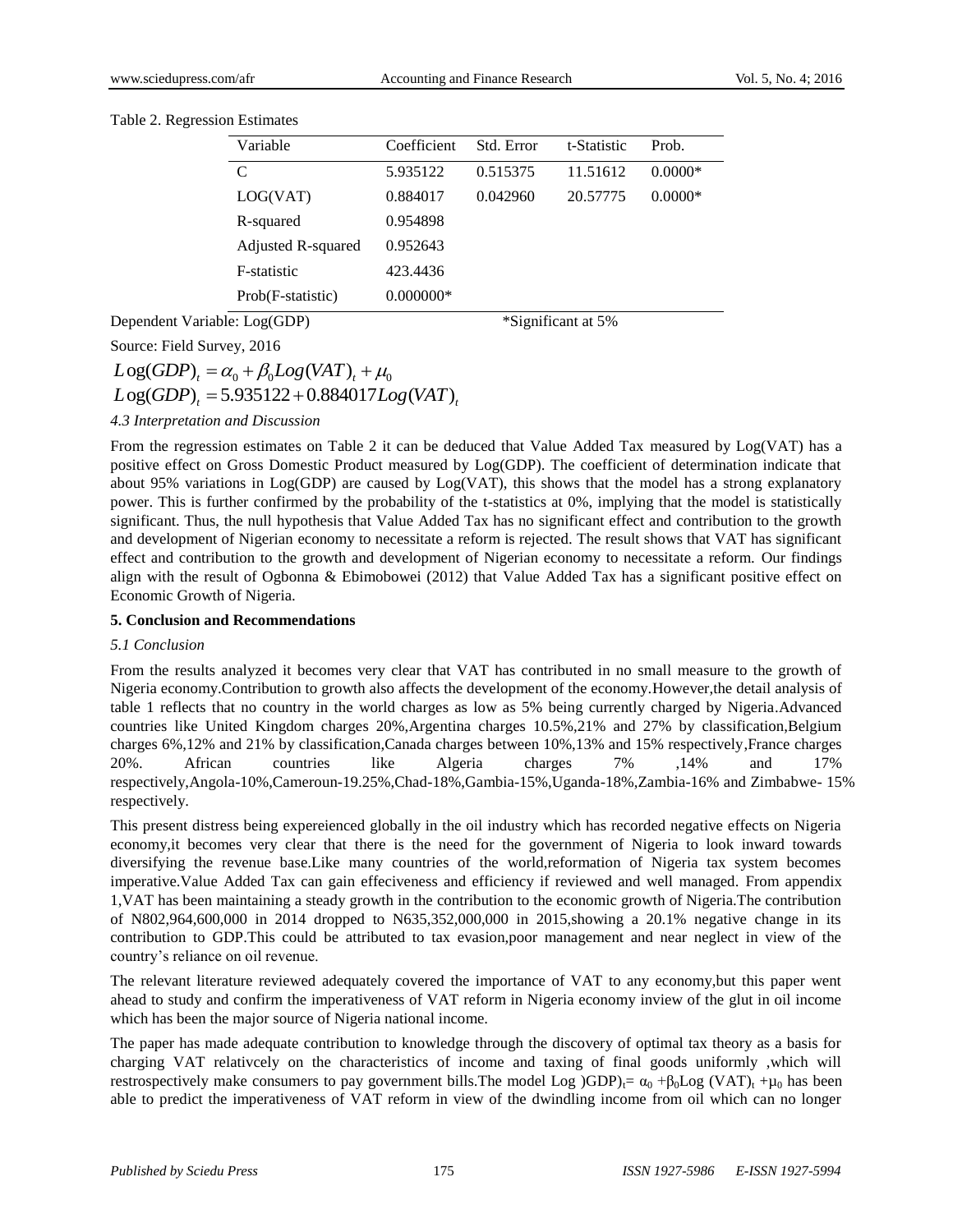Table 2. Regression Estimates

| Variable | Coefficient | Std. Error | t-Statistic | Prob. |
|---|---|---|---|---|
| C | 5.935122 | 0.515375 | 11.51612 | 0.0000* |
| LOG(VAT) | 0.884017 | 0.042960 | 20.57775 | 0.0000* |
| R-squared | 0.954898 | | | |
| Adjusted R-squared | 0.952643 | | | |
| F-statistic | 423.4436 | | | |
| Prob(F-statistic) | 0.000000* | | | |

Dependent Variable: Log(GDP) *Significant at 5%

Source: Field Survey, 2016

$$Log(GDP)_t = \alpha_0 + \beta_0 Log(VAT)_t + \mu_0$$

$$Log(GDP)_t = 5.935122 + 0.884017 Log(VAT)_t$$

### *4.3 Interpretation and Discussion*

From the regression estimates on Table 2 it can be deduced that Value Added Tax measured by Log(VAT) has a positive effect on Gross Domestic Product measured by Log(GDP). The coefficient of determination indicate that about 95% variations in Log(GDP) are caused by Log(VAT), this shows that the model has a strong explanatory power. This is further confirmed by the probability of the t-statistics at 0%, implying that the model is statistically significant. Thus, the null hypothesis that Value Added Tax has no significant effect and contribution to the growth and development of Nigerian economy to necessitate a reform is rejected. The result shows that VAT has significant effect and contribution to the growth and development of Nigerian economy to necessitate a reform. Our findings align with the result of Ogbonna & Ebimobowei (2012) that Value Added Tax has a significant positive effect on Economic Growth of Nigeria.

## **5. Conclusion and Recommendations**

### *5.1 Conclusion*

From the results analyzed it becomes very clear that VAT has contributed in no small measure to the growth of Nigeria economy.Contribution to growth also affects the development of the economy.However,the detail analysis of table 1 reflects that no country in the world charges as low as 5% being currently charged by Nigeria.Advanced countries like United Kingdom charges 20%,Argentina charges 10.5%,21% and 27% by classification,Belgium charges 6%,12% and 21% by classification,Canada charges between 10%,13% and 15% respectively,France charges 20%. African countries like Algeria charges 7% ,14% and 17% respectively,Angola-10%,Cameroun-19.25%,Chad-18%,Gambia-15%,Uganda-18%,Zambia-16% and Zimbabwe- 15% respectively.

This present distress being expereienced globally in the oil industry which has recorded negative effects on Nigeria economy,it becomes very clear that there is the need for the government of Nigeria to look inward towards diversifying the revenue base.Like many countries of the world,reformation of Nigeria tax system becomes imperative.Value Added Tax can gain effeciveness and efficiency if reviewed and well managed. From appendix 1,VAT has been maintaining a steady growth in the contribution to the economic growth of Nigeria.The contribution of N802,964,600,000 in 2014 dropped to N635,352,000,000 in 2015,showing a 20.1% negative change in its contribution to GDP.This could be attributed to tax evasion,poor management and near neglect in view of the country's reliance on oil revenue.

The relevant literature reviewed adequately covered the importance of VAT to any economy,but this paper went ahead to study and confirm the imperativeness of VAT reform in Nigeria economy inview of the glut in oil income which has been the major source of Nigeria national income.

The paper has made adequate contribution to knowledge through the discovery of optimal tax theory as a basis for charging VAT relativcely on the characteristics of income and taxing of final goods uniformly ,which will restrospectively make consumers to pay government bills.The model Log )GDP)$_t$= $\alpha_0$ +$\beta_0$Log (VAT)$_t$ +$\mu_0$ has been able to predict the imperativeness of VAT reform in view of the dwindling income from oil which can no longer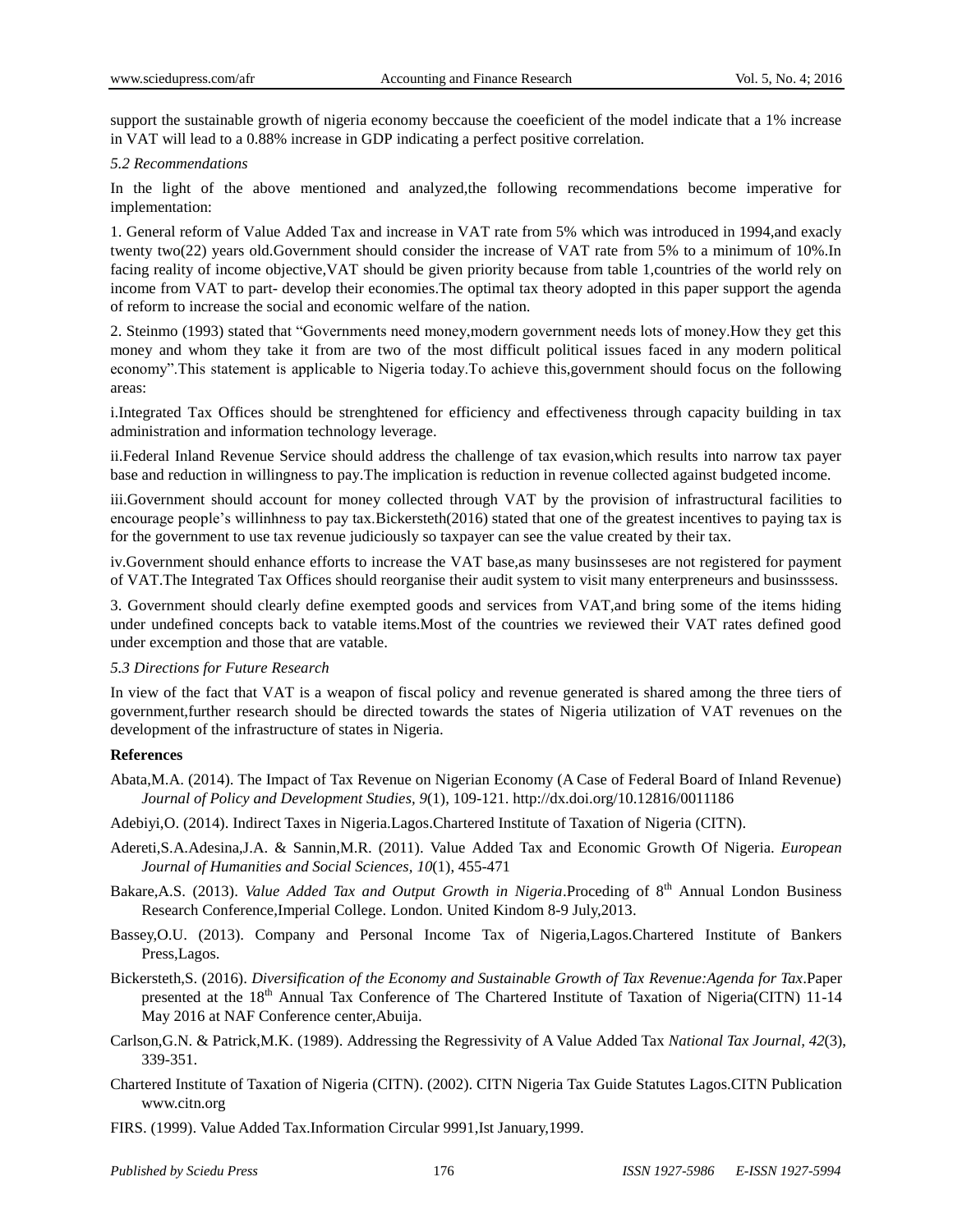support the sustainable growth of nigeria economy beccause the coeeficient of the model indicate that a 1% increase in VAT will lead to a 0.88% increase in GDP indicating a perfect positive correlation.

### *5.2 Recommendations*

In the light of the above mentioned and analyzed,the following recommendations become imperative for implementation:

1. General reform of Value Added Tax and increase in VAT rate from 5% which was introduced in 1994,and exacly twenty two(22) years old.Government should consider the increase of VAT rate from 5% to a minimum of 10%.In facing reality of income objective,VAT should be given priority because from table 1,countries of the world rely on income from VAT to part- develop their economies.The optimal tax theory adopted in this paper support the agenda of reform to increase the social and economic welfare of the nation.

2. Steinmo (1993) stated that "Governments need money,modern government needs lots of money.How they get this money and whom they take it from are two of the most difficult political issues faced in any modern political economy".This statement is applicable to Nigeria today.To achieve this,government should focus on the following areas:

i.Integrated Tax Offices should be strenghtened for efficiency and effectiveness through capacity building in tax administration and information technology leverage.

ii.Federal Inland Revenue Service should address the challenge of tax evasion,which results into narrow tax payer base and reduction in willingness to pay.The implication is reduction in revenue collected against budgeted income.

iii.Government should account for money collected through VAT by the provision of infrastructural facilities to encourage people's willinhness to pay tax.Bickersteth(2016) stated that one of the greatest incentives to paying tax is for the government to use tax revenue judiciously so taxpayer can see the value created by their tax.

iv.Government should enhance efforts to increase the VAT base,as many businsseses are not registered for payment of VAT.The Integrated Tax Offices should reorganise their audit system to visit many enterpreneurs and businsssess.

3. Government should clearly define exempted goods and services from VAT,and bring some of the items hiding under undefined concepts back to vatable items.Most of the countries we reviewed their VAT rates defined good under excemption and those that are vatable.

### *5.3 Directions for Future Research*

In view of the fact that VAT is a weapon of fiscal policy and revenue generated is shared among the three tiers of government,further research should be directed towards the states of Nigeria utilization of VAT revenues on the development of the infrastructure of states in Nigeria.

## References

Abata,M.A. (2014). The Impact of Tax Revenue on Nigerian Economy (A Case of Federal Board of Inland Revenue) *Journal of Policy and Development Studies, 9*(1), 109-121. http://dx.doi.org/10.12816/0011186

Adebiyi,O. (2014). Indirect Taxes in Nigeria.Lagos.Chartered Institute of Taxation of Nigeria (CITN).

Adereti,S.A.Adesina,J.A. & Sannin,M.R. (2011). Value Added Tax and Economic Growth Of Nigeria. *European Journal of Humanities and Social Sciences, 10*(1), 455-471

Bakare,A.S. (2013). *Value Added Tax and Output Growth in Nigeria*.Proceding of 8th Annual London Business Research Conference,Imperial College. London. United Kindom 8-9 July,2013.

Bassey,O.U. (2013). Company and Personal Income Tax of Nigeria,Lagos.Chartered Institute of Bankers Press,Lagos.

Bickersteth,S. (2016). *Diversification of the Economy and Sustainable Growth of Tax Revenue:Agenda for Tax*.Paper presented at the 18th Annual Tax Conference of The Chartered Institute of Taxation of Nigeria(CITN) 11-14 May 2016 at NAF Conference center,Abuija.

Carlson,G.N. & Patrick,M.K. (1989). Addressing the Regressivity of A Value Added Tax *National Tax Journal, 42*(3), 339-351.

Chartered Institute of Taxation of Nigeria (CITN). (2002). CITN Nigeria Tax Guide Statutes Lagos.CITN Publication www.citn.org

FIRS. (1999). Value Added Tax.Information Circular 9991,Ist January,1999.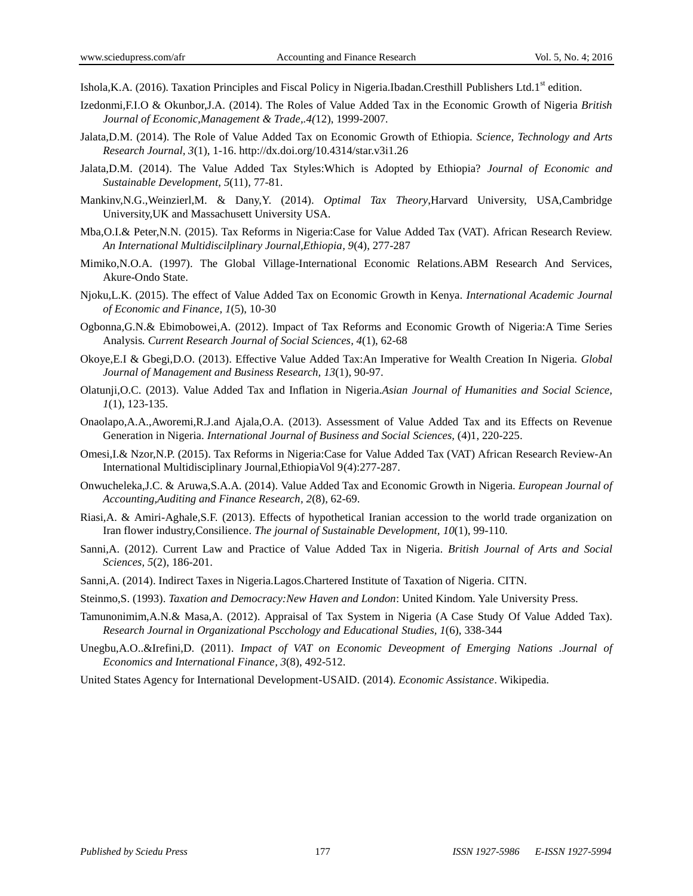Ishola,K.A. (2016). Taxation Principles and Fiscal Policy in Nigeria.Ibadan.Cresthill Publishers Ltd.1st edition.

Izedonmi,F.I.O & Okunbor,J.A. (2014). The Roles of Value Added Tax in the Economic Growth of Nigeria *British Journal of Economic,Management & Trade,.4(*12), 1999-2007.

Jalata,D.M. (2014). The Role of Value Added Tax on Economic Growth of Ethiopia. *Science, Technology and Arts Research Journal, 3*(1), 1-16. http://dx.doi.org/10.4314/star.v3i1.26

Jalata,D.M. (2014). The Value Added Tax Styles:Which is Adopted by Ethiopia? *Journal of Economic and Sustainable Development, 5*(11), 77-81.

Mankinv,N.G.,Weinzierl,M. & Dany,Y. (2014). *Optimal Tax Theory*,Harvard University, USA,Cambridge University,UK and Massachusett University USA.

Mba,O.I.& Peter,N.N. (2015). Tax Reforms in Nigeria:Case for Value Added Tax (VAT). African Research Review. *An International Multidiscilplinary Journal,Ethiopia, 9*(4), 277-287

Mimiko,N.O.A. (1997). The Global Village-International Economic Relations.ABM Research And Services, Akure-Ondo State.

Njoku,L.K. (2015). The effect of Value Added Tax on Economic Growth in Kenya. *International Academic Journal of Economic and Finance, 1*(5), 10-30

Ogbonna,G.N.& Ebimobowei,A. (2012). Impact of Tax Reforms and Economic Growth of Nigeria:A Time Series Analysis. *Current Research Journal of Social Sciences, 4*(1), 62-68

Okoye,E.I & Gbegi,D.O. (2013). Effective Value Added Tax:An Imperative for Wealth Creation In Nigeria. *Global Journal of Management and Business Research, 13*(1), 90-97.

Olatunji,O.C. (2013). Value Added Tax and Inflation in Nigeria.*Asian Journal of Humanities and Social Science, 1*(1), 123-135.

Onaolapo,A.A.,Aworemi,R.J.and Ajala,O.A. (2013). Assessment of Value Added Tax and its Effects on Revenue Generation in Nigeria. *International Journal of Business and Social Sciences,* (4)1, 220-225.

Omesi,I.& Nzor,N.P. (2015). Tax Reforms in Nigeria:Case for Value Added Tax (VAT) African Research Review-An International Multidisciplinary Journal,EthiopiaVol 9(4):277-287.

Onwucheleka,J.C. & Aruwa,S.A.A. (2014). Value Added Tax and Economic Growth in Nigeria. *European Journal of Accounting,Auditing and Finance Research, 2*(8), 62-69.

Riasi,A. & Amiri-Aghale,S.F. (2013). Effects of hypothetical Iranian accession to the world trade organization on Iran flower industry,Consilience. *The journal of Sustainable Development, 10*(1), 99-110.

Sanni,A. (2012). Current Law and Practice of Value Added Tax in Nigeria. *British Journal of Arts and Social Sciences, 5*(2), 186-201.

Sanni,A. (2014). Indirect Taxes in Nigeria.Lagos.Chartered Institute of Taxation of Nigeria. CITN.

Steinmo,S. (1993). *Taxation and Democracy:New Haven and London*: United Kindom. Yale University Press.

Tamunonimim,A.N.& Masa,A. (2012). Appraisal of Tax System in Nigeria (A Case Study Of Value Added Tax). *Research Journal in Organizational Pscchology and Educational Studies, 1*(6), 338-344

Unegbu,A.O..&Irefini,D. (2011). *Impact of VAT on Economic Deveopment of Emerging Nations .Journal of Economics and International Finance, 3*(8), 492-512.

United States Agency for International Development-USAID. (2014). *Economic Assistance*. Wikipedia.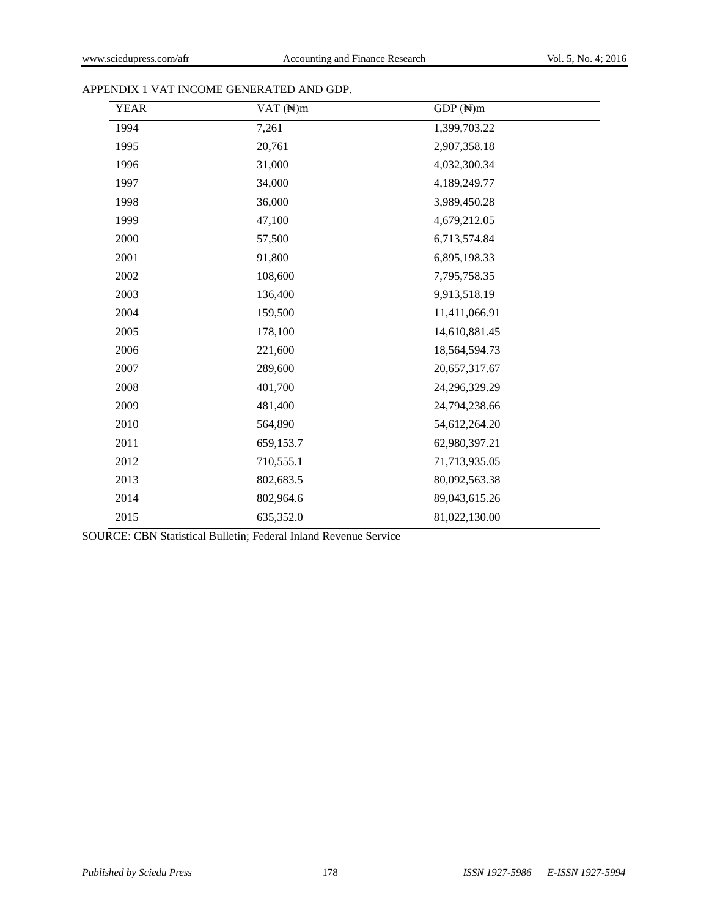APPENDIX 1 VAT INCOME GENERATED AND GDP.

| YEAR | VAT (₦)m | GDP (₦)m |
| --- | --- | --- |
| 1994 | 7,261 | 1,399,703.22 |
| 1995 | 20,761 | 2,907,358.18 |
| 1996 | 31,000 | 4,032,300.34 |
| 1997 | 34,000 | 4,189,249.77 |
| 1998 | 36,000 | 3,989,450.28 |
| 1999 | 47,100 | 4,679,212.05 |
| 2000 | 57,500 | 6,713,574.84 |
| 2001 | 91,800 | 6,895,198.33 |
| 2002 | 108,600 | 7,795,758.35 |
| 2003 | 136,400 | 9,913,518.19 |
| 2004 | 159,500 | 11,411,066.91 |
| 2005 | 178,100 | 14,610,881.45 |
| 2006 | 221,600 | 18,564,594.73 |
| 2007 | 289,600 | 20,657,317.67 |
| 2008 | 401,700 | 24,296,329.29 |
| 2009 | 481,400 | 24,794,238.66 |
| 2010 | 564,890 | 54,612,264.20 |
| 2011 | 659,153.7 | 62,980,397.21 |
| 2012 | 710,555.1 | 71,713,935.05 |
| 2013 | 802,683.5 | 80,092,563.38 |
| 2014 | 802,964.6 | 89,043,615.26 |
| 2015 | 635,352.0 | 81,022,130.00 |

SOURCE: CBN Statistical Bulletin; Federal Inland Revenue Service